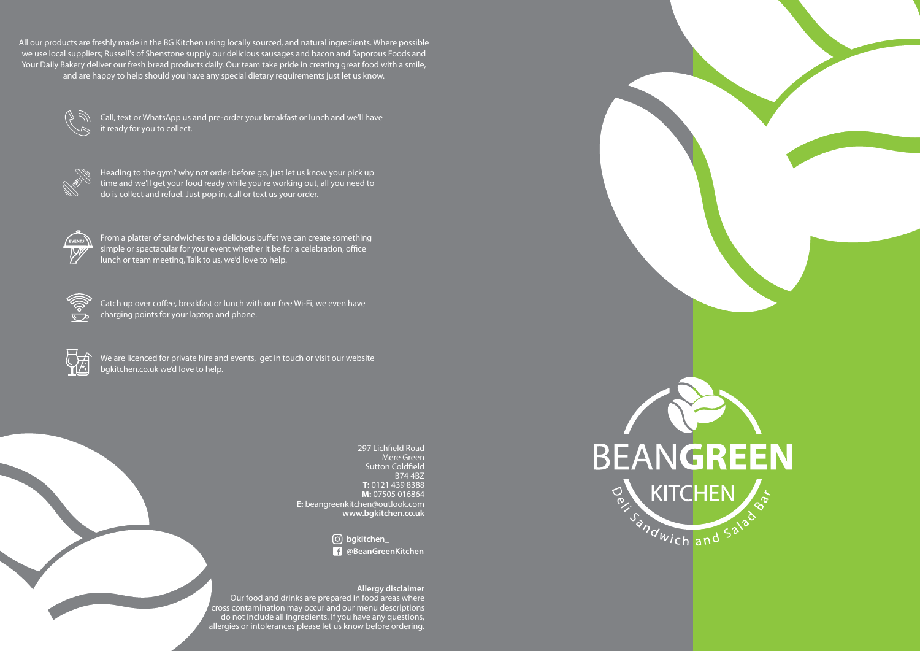All our products are freshly made in the BG Kitchen using locally sourced, and natural ingredients. Where possible we use local suppliers; Russell's of Shenstone supply our delicious sausages and bacon and Saporous Foods and Your Daily Bakery deliver our fresh bread products daily. Our team take pride in creating great food with a smile, and are happy to help should you have any special dietary requirements just let us know.

Call, text or WhatsApp us and pre-order your breakfast or lunch and we'll have it ready for you to collect.

Heading to the gym? why not order before go, just let us know your pick up time and we'll get your food ready while you're working out, all you need to do is collect and refuel. Just pop in, call or text us your order.

From a platter of sandwiches to a delicious buffet we can create something simple or spectacular for your event whether it be for a celebration, office lunch or team meeting, Talk to us, we'd love to help.

Catch up over coffee, breakfast or lunch with our free Wi-Fi, we even have charging points for your laptop and phone.

We are licenced for private hire and events, get in touch or visit our website bgkitchen.co.uk we'd love to help.

297 Lichfield Road
Mere Green
Sutton Coldfield
B74 4BZ
**T:** 0121 439 8388
**M:** 07505 016864
**E:** beangreenkitchen@outlook.com
**www.bgkitchen.co.uk**

**bgkitchen_**
**@BeanGreenKitchen**

**Allergy disclaimer**
Our food and drinks are prepared in food areas where cross contamination may occur and our menu descriptions do not include all ingredients. If you have any questions, allergies or intolerances please let us know before ordering.

# BEAN**GREEN** KITCHEN

Deli Sandwich and Salad Bar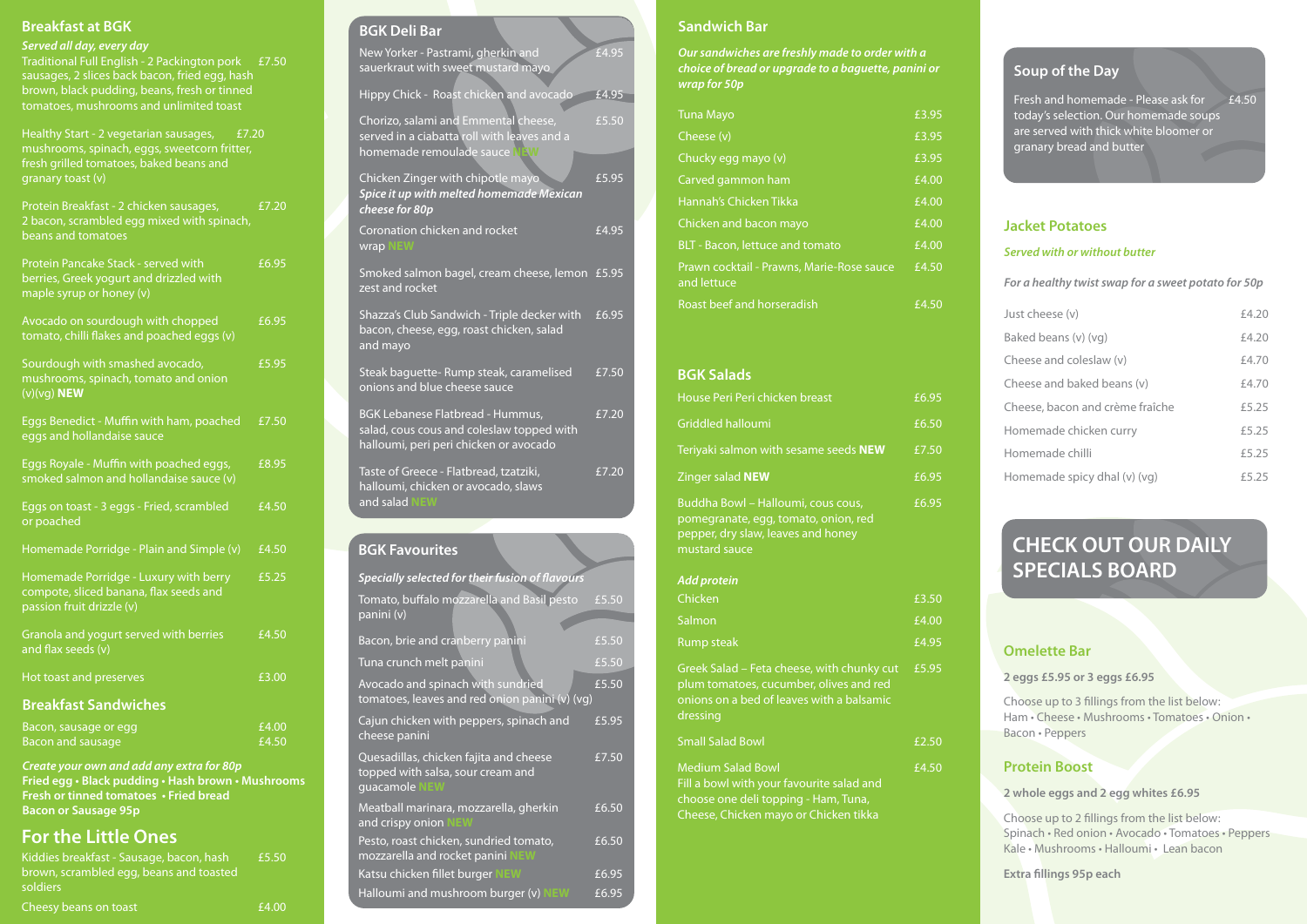## Breakfast at BGK

*Served all day, every day*

| | |
|---|---|
| Traditional Full English - 2 Packington pork sausages, 2 slices back bacon, fried egg, hash brown, black pudding, beans, fresh or tinned tomatoes, mushrooms and unlimited toast | £7.50 |
| Healthy Start - 2 vegetarian sausages, mushrooms, spinach, eggs, sweetcorn fritter, fresh grilled tomatoes, baked beans and granary toast (v) | £7.20 |
| Protein Breakfast - 2 chicken sausages, 2 bacon, scrambled egg mixed with spinach, beans and tomatoes | £7.20 |
| Protein Pancake Stack - served with berries, Greek yogurt and drizzled with maple syrup or honey (v) | £6.95 |
| Avocado on sourdough with chopped tomato, chilli flakes and poached eggs (v) | £6.95 |
| Sourdough with smashed avocado, mushrooms, spinach, tomato and onion (v)(vg) **NEW** | £5.95 |
| Eggs Benedict - Muffin with ham, poached eggs and hollandaise sauce | £7.50 |
| Eggs Royale - Muffin with poached eggs, smoked salmon and hollandaise sauce (v) | £8.95 |
| Eggs on toast - 3 eggs - Fried, scrambled or poached | £4.50 |
| Homemade Porridge - Plain and Simple (v) | £4.50 |
| Homemade Porridge - Luxury with berry compote, sliced banana, flax seeds and passion fruit drizzle (v) | £5.25 |
| Granola and yogurt served with berries and flax seeds (v) | £4.50 |
| Hot toast and preserves | £3.00 |

## Breakfast Sandwiches

| | |
|---|---|
| Bacon, sausage or egg | £4.00 |
| Bacon and sausage | £4.50 |

***Create your own and add any extra for 80p***
**Fried egg • Black pudding • Hash brown • Mushrooms**
**Fresh or tinned tomatoes • Fried bread**
**Bacon or Sausage 95p**

## For the Little Ones

| | |
|---|---|
| Kiddies breakfast - Sausage, bacon, hash brown, scrambled egg, beans and toasted soldiers | £5.50 |
| Cheesy beans on toast | £4.00 |

## BGK Deli Bar

| | |
|---|---|
| New Yorker - Pastrami, gherkin and sauerkraut with sweet mustard mayo | £4.95 |
| Hippy Chick - Roast chicken and avocado | £4.95 |
| Chorizo, salami and Emmental cheese, served in a ciabatta roll with leaves and a homemade remoulade sauce NEW | £5.50 |
| Chicken Zinger with chipotle mayo *Spice it up with melted homemade Mexican cheese for 80p* | £5.95 |
| Coronation chicken and rocket wrap NEW | £4.95 |
| Smoked salmon bagel, cream cheese, lemon zest and rocket | £5.95 |
| Shazza's Club Sandwich - Triple decker with bacon, cheese, egg, roast chicken, salad and mayo | £6.95 |
| Steak baguette- Rump steak, caramelised onions and blue cheese sauce | £7.50 |
| BGK Lebanese Flatbread - Hummus, salad, cous cous and coleslaw topped with halloumi, peri peri chicken or avocado | £7.20 |
| Taste of Greece - Flatbread, tzatziki, halloumi, chicken or avocado, slaws and salad NEW | £7.20 |

## BGK Favourites

*Specially selected for their fusion of flavours*

| | |
|---|---|
| Tomato, buffalo mozzarella and Basil pesto panini (v) | £5.50 |
| Bacon, brie and cranberry panini | £5.50 |
| Tuna crunch melt panini | £5.50 |
| Avocado and spinach with sundried tomatoes, leaves and red onion panini (v) (vg) | £5.50 |
| Cajun chicken with peppers, spinach and cheese panini | £5.95 |
| Quesadillas, chicken fajita and cheese topped with salsa, sour cream and guacamole NEW | £7.50 |
| Meatball marinara, mozzarella, gherkin and crispy onion NEW | £6.50 |
| Pesto, roast chicken, sundried tomato, mozzarella and rocket panini NEW | £6.50 |
| Katsu chicken fillet burger NEW | £6.95 |
| Halloumi and mushroom burger (v) NEW | £6.95 |

## Sandwich Bar

***Our sandwiches are freshly made to order with a choice of bread or upgrade to a baguette, panini or wrap for 50p***

| | |
|---|---|
| Tuna Mayo | £3.95 |
| Cheese (v) | £3.95 |
| Chucky egg mayo (v) | £3.95 |
| Carved gammon ham | £4.00 |
| Hannah's Chicken Tikka | £4.00 |
| Chicken and bacon mayo | £4.00 |
| BLT - Bacon, lettuce and tomato | £4.00 |
| Prawn cocktail - Prawns, Marie-Rose sauce and lettuce | £4.50 |
| Roast beef and horseradish | £4.50 |

## BGK Salads

| | |
|---|---|
| House Peri Peri chicken breast | £6.95 |
| Griddled halloumi | £6.50 |
| Teriyaki salmon with sesame seeds **NEW** | £7.50 |
| Zinger salad **NEW** | £6.95 |
| Buddha Bowl – Halloumi, cous cous, pomegranate, egg, tomato, onion, red pepper, dry slaw, leaves and honey mustard sauce | £6.95 |

*Add protein*

| | |
|---|---|
| Chicken | £3.50 |
| Salmon | £4.00 |
| Rump steak | £4.95 |
| Greek Salad – Feta cheese, with chunky cut plum tomatoes, cucumber, olives and red onions on a bed of leaves with a balsamic dressing | £5.95 |
| Small Salad Bowl | £2.50 |
| Medium Salad Bowl Fill a bowl with your favourite salad and choose one deli topping - Ham, Tuna, Cheese, Chicken mayo or Chicken tikka | £4.50 |

## Soup of the Day

| | |
|---|---|
| Fresh and homemade - Please ask for today's selection. Our homemade soups are served with thick white bloomer or granary bread and butter | £4.50 |

## Jacket Potatoes

***Served with or without butter***

***For a healthy twist swap for a sweet potato for 50p***

| | |
|---|---|
| Just cheese (v) | £4.20 |
| Baked beans (v) (vg) | £4.20 |
| Cheese and coleslaw (v) | £4.70 |
| Cheese and baked beans (v) | £4.70 |
| Cheese, bacon and crème fraîche | £5.25 |
| Homemade chicken curry | £5.25 |
| Homemade chilli | £5.25 |
| Homemade spicy dhal (v) (vg) | £5.25 |

## CHECK OUT OUR DAILY SPECIALS BOARD

## Omelette Bar

**2 eggs £5.95 or 3 eggs £6.95**

Choose up to 3 fillings from the list below:
Ham • Cheese • Mushrooms • Tomatoes • Onion • Bacon • Peppers

## Protein Boost

**2 whole eggs and 2 egg whites £6.95**

Choose up to 2 fillings from the list below:
Spinach • Red onion • Avocado • Tomatoes • Peppers
Kale • Mushrooms • Halloumi • Lean bacon

**Extra fillings 95p each**